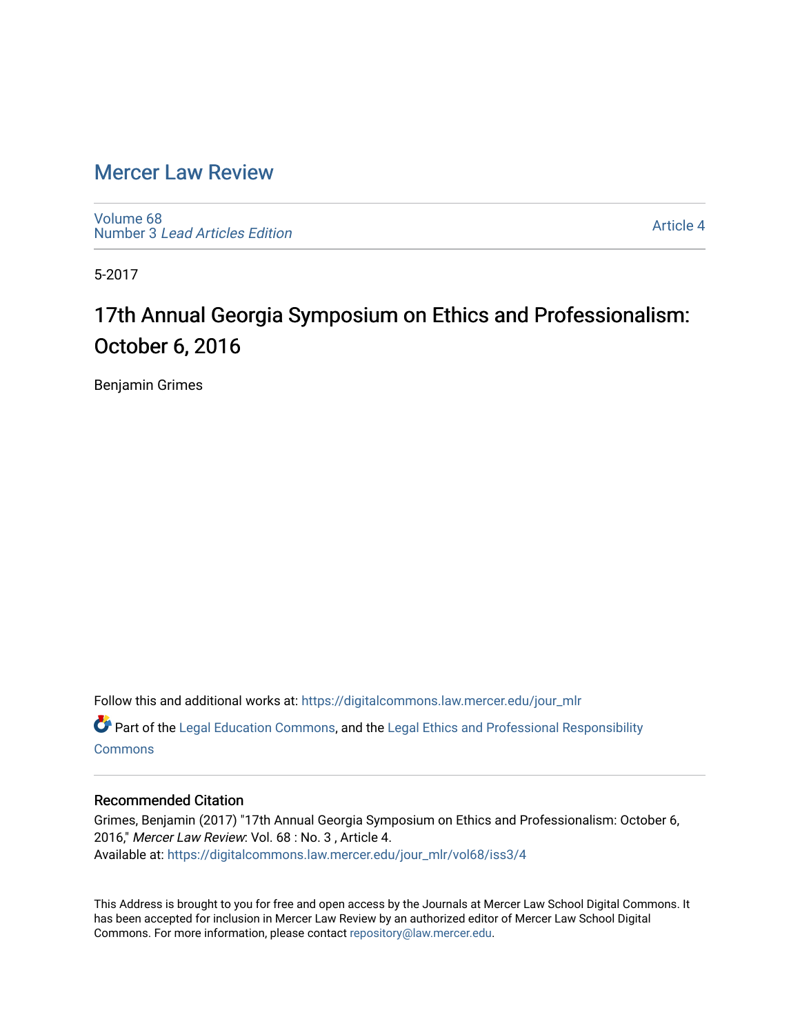# Mercer Law Review

Volume 68
Number 3 *Lead Articles Edition*

Article 4

5-2017

## 17th Annual Georgia Symposium on Ethics and Professionalism: October 6, 2016

Benjamin Grimes

Follow this and additional works at: https://digitalcommons.law.mercer.edu/jour_mlr

Part of the Legal Education Commons, and the Legal Ethics and Professional Responsibility Commons

### Recommended Citation

Grimes, Benjamin (2017) "17th Annual Georgia Symposium on Ethics and Professionalism: October 6, 2016," *Mercer Law Review*: Vol. 68 : No. 3 , Article 4.
Available at: https://digitalcommons.law.mercer.edu/jour_mlr/vol68/iss3/4

This Address is brought to you for free and open access by the Journals at Mercer Law School Digital Commons. It has been accepted for inclusion in Mercer Law Review by an authorized editor of Mercer Law School Digital Commons. For more information, please contact repository@law.mercer.edu.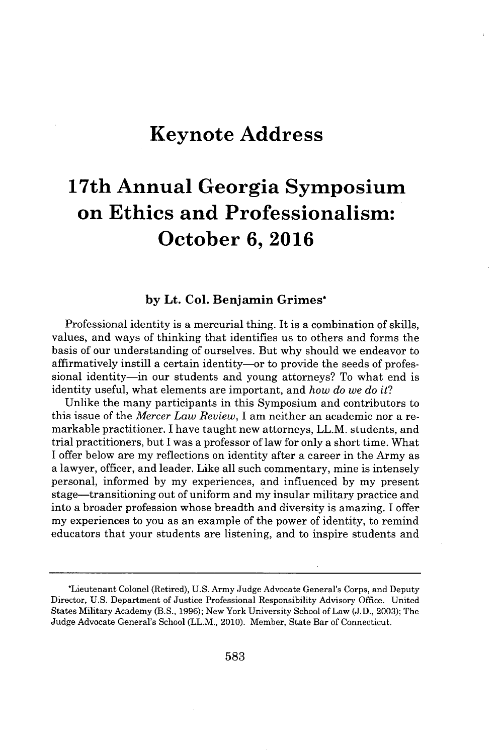# Keynote Address

# 17th Annual Georgia Symposium on Ethics and Professionalism: October 6, 2016

### by Lt. Col. Benjamin Grimes*

Professional identity is a mercurial thing. It is a combination of skills, values, and ways of thinking that identifies us to others and forms the basis of our understanding of ourselves. But why should we endeavor to affirmatively instill a certain identity—or to provide the seeds of professional identity—in our students and young attorneys? To what end is identity useful, what elements are important, and *how do we do it*?

Unlike the many participants in this Symposium and contributors to this issue of the *Mercer Law Review*, I am neither an academic nor a remarkable practitioner. I have taught new attorneys, LL.M. students, and trial practitioners, but I was a professor of law for only a short time. What I offer below are my reflections on identity after a career in the Army as a lawyer, officer, and leader. Like all such commentary, mine is intensely personal, informed by my experiences, and influenced by my present stage—transitioning out of uniform and my insular military practice and into a broader profession whose breadth and diversity is amazing. I offer my experiences to you as an example of the power of identity, to remind educators that your students are listening, and to inspire students and

---

*Lieutenant Colonel (Retired), U.S. Army Judge Advocate General's Corps, and Deputy Director, U.S. Department of Justice Professional Responsibility Advisory Office. United States Military Academy (B.S., 1996); New York University School of Law (J.D., 2003); The Judge Advocate General's School (LL.M., 2010). Member, State Bar of Connecticut.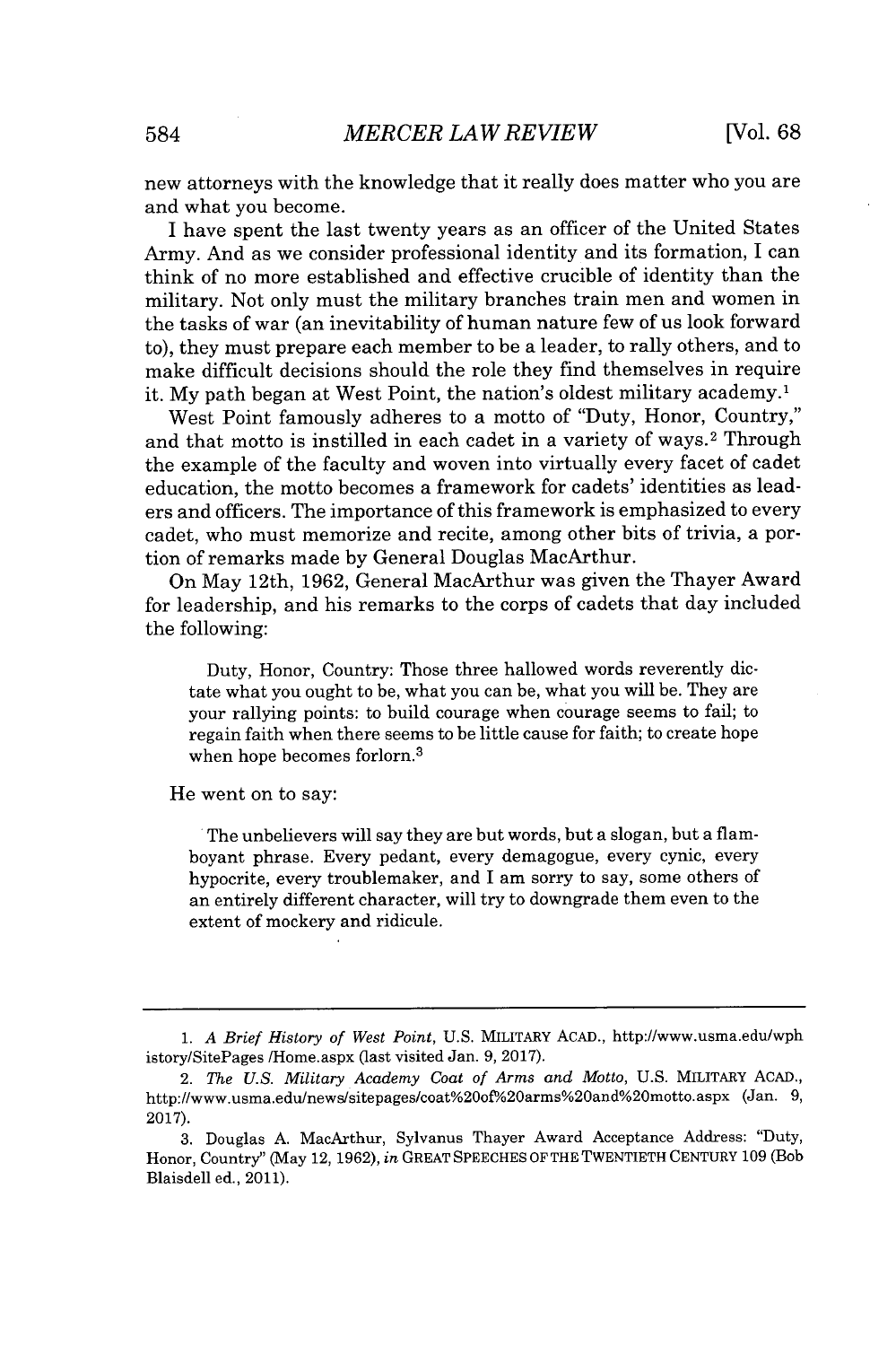new attorneys with the knowledge that it really does matter who you are and what you become.

I have spent the last twenty years as an officer of the United States Army. And as we consider professional identity and its formation, I can think of no more established and effective crucible of identity than the military. Not only must the military branches train men and women in the tasks of war (an inevitability of human nature few of us look forward to), they must prepare each member to be a leader, to rally others, and to make difficult decisions should the role they find themselves in require it. My path began at West Point, the nation's oldest military academy.[1]

West Point famously adheres to a motto of "Duty, Honor, Country," and that motto is instilled in each cadet in a variety of ways.[2] Through the example of the faculty and woven into virtually every facet of cadet education, the motto becomes a framework for cadets' identities as leaders and officers. The importance of this framework is emphasized to every cadet, who must memorize and recite, among other bits of trivia, a portion of remarks made by General Douglas MacArthur.

On May 12th, 1962, General MacArthur was given the Thayer Award for leadership, and his remarks to the corps of cadets that day included the following:

> Duty, Honor, Country: Those three hallowed words reverently dictate what you ought to be, what you can be, what you will be. They are your rallying points: to build courage when courage seems to fail; to regain faith when there seems to be little cause for faith; to create hope when hope becomes forlorn.[3]

He went on to say:

> The unbelievers will say they are but words, but a slogan, but a flamboyant phrase. Every pedant, every demagogue, every cynic, every hypocrite, every troublemaker, and I am sorry to say, some others of an entirely different character, will try to downgrade them even to the extent of mockery and ridicule.

---

1. *A Brief History of West Point*, U.S. MILITARY ACAD., http://www.usma.edu/wphistory/SitePages /Home.aspx (last visited Jan. 9, 2017).

2. *The U.S. Military Academy Coat of Arms and Motto*, U.S. MILITARY ACAD., http://www.usma.edu/news/sitepages/coat%20of%20arms%20and%20motto.aspx (Jan. 9, 2017).

3. Douglas A. MacArthur, Sylvanus Thayer Award Acceptance Address: "Duty, Honor, Country" (May 12, 1962), *in* GREAT SPEECHES OF THE TWENTIETH CENTURY 109 (Bob Blaisdell ed., 2011).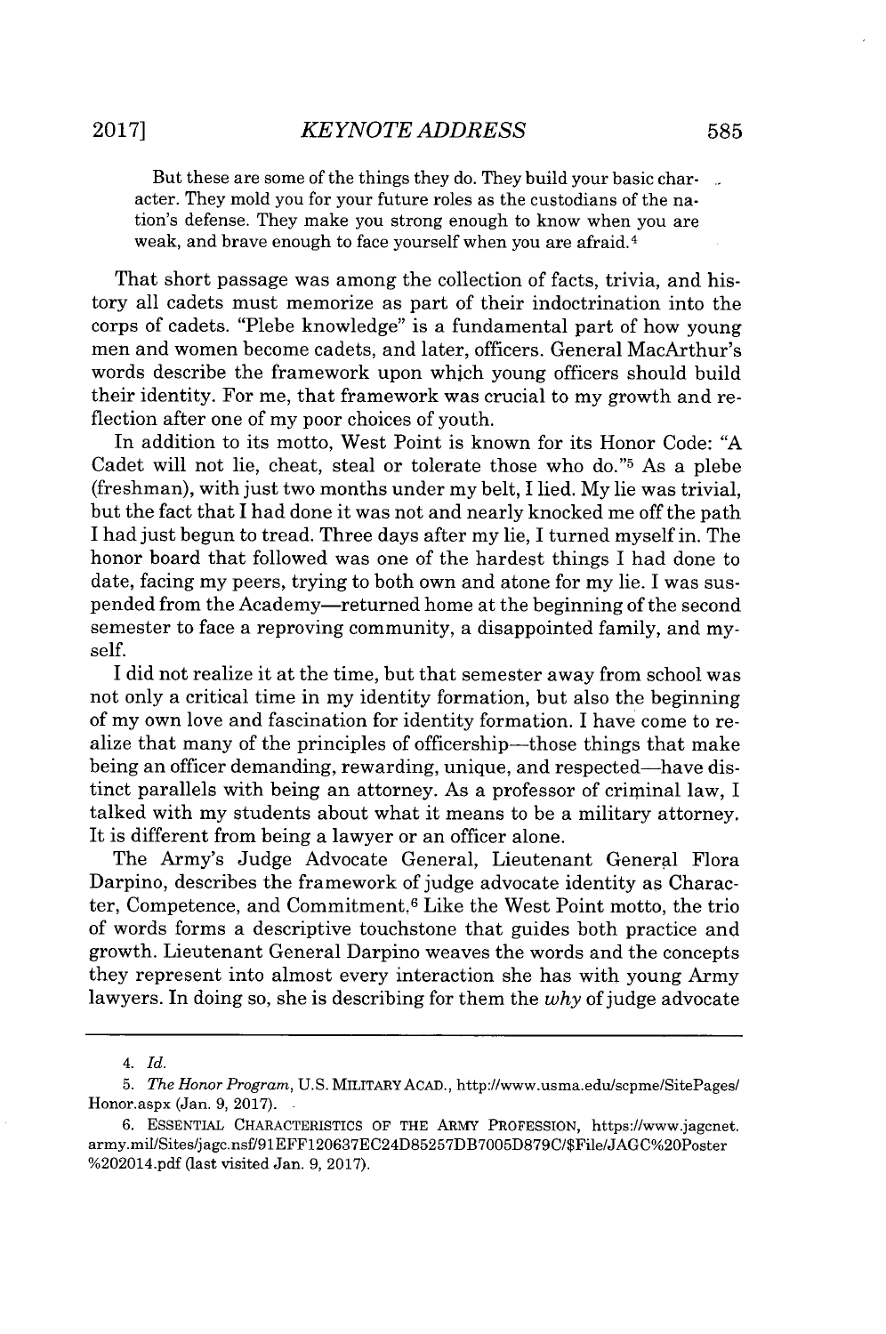> But these are some of the things they do. They build your basic character. They mold you for your future roles as the custodians of the nation's defense. They make you strong enough to know when you are weak, and brave enough to face yourself when you are afraid.[4]

That short passage was among the collection of facts, trivia, and history all cadets must memorize as part of their indoctrination into the corps of cadets. "Plebe knowledge" is a fundamental part of how young men and women become cadets, and later, officers. General MacArthur's words describe the framework upon which young officers should build their identity. For me, that framework was crucial to my growth and reflection after one of my poor choices of youth.

In addition to its motto, West Point is known for its Honor Code: "A Cadet will not lie, cheat, steal or tolerate those who do."[5] As a plebe (freshman), with just two months under my belt, I lied. My lie was trivial, but the fact that I had done it was not and nearly knocked me off the path I had just begun to tread. Three days after my lie, I turned myself in. The honor board that followed was one of the hardest things I had done to date, facing my peers, trying to both own and atone for my lie. I was suspended from the Academy—returned home at the beginning of the second semester to face a reproving community, a disappointed family, and myself.

I did not realize it at the time, but that semester away from school was not only a critical time in my identity formation, but also the beginning of my own love and fascination for identity formation. I have come to realize that many of the principles of officership—those things that make being an officer demanding, rewarding, unique, and respected—have distinct parallels with being an attorney. As a professor of criminal law, I talked with my students about what it means to be a military attorney. It is different from being a lawyer or an officer alone.

The Army's Judge Advocate General, Lieutenant General Flora Darpino, describes the framework of judge advocate identity as Character, Competence, and Commitment.[6] Like the West Point motto, the trio of words forms a descriptive touchstone that guides both practice and growth. Lieutenant General Darpino weaves the words and the concepts they represent into almost every interaction she has with young Army lawyers. In doing so, she is describing for them the *why* of judge advocate

---

4. *Id.*

5. *The Honor Program*, U.S. MILITARY ACAD., http://www.usma.edu/scpme/SitePages/Honor.aspx (Jan. 9, 2017).

6. ESSENTIAL CHARACTERISTICS OF THE ARMY PROFESSION, https://www.jagcnet.army.mil/Sites/jagc.nsf/91EFF120637EC24D85257DB7005D879C/$File/JAGC%20Poster%202014.pdf (last visited Jan. 9, 2017).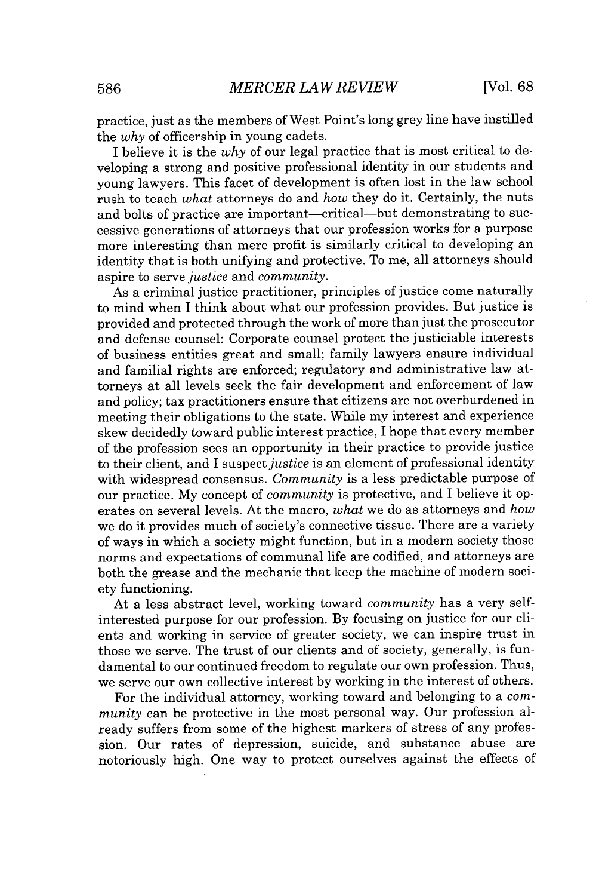practice, just as the members of West Point's long grey line have instilled the *why* of officership in young cadets.

I believe it is the *why* of our legal practice that is most critical to developing a strong and positive professional identity in our students and young lawyers. This facet of development is often lost in the law school rush to teach *what* attorneys do and *how* they do it. Certainly, the nuts and bolts of practice are important—critical—but demonstrating to successive generations of attorneys that our profession works for a purpose more interesting than mere profit is similarly critical to developing an identity that is both unifying and protective. To me, all attorneys should aspire to serve *justice* and *community*.

As a criminal justice practitioner, principles of justice come naturally to mind when I think about what our profession provides. But justice is provided and protected through the work of more than just the prosecutor and defense counsel: Corporate counsel protect the justiciable interests of business entities great and small; family lawyers ensure individual and familial rights are enforced; regulatory and administrative law attorneys at all levels seek the fair development and enforcement of law and policy; tax practitioners ensure that citizens are not overburdened in meeting their obligations to the state. While my interest and experience skew decidedly toward public interest practice, I hope that every member of the profession sees an opportunity in their practice to provide justice to their client, and I suspect *justice* is an element of professional identity with widespread consensus. *Community* is a less predictable purpose of our practice. My concept of *community* is protective, and I believe it operates on several levels. At the macro, *what* we do as attorneys and *how* we do it provides much of society's connective tissue. There are a variety of ways in which a society might function, but in a modern society those norms and expectations of communal life are codified, and attorneys are both the grease and the mechanic that keep the machine of modern society functioning.

At a less abstract level, working toward *community* has a very self-interested purpose for our profession. By focusing on justice for our clients and working in service of greater society, we can inspire trust in those we serve. The trust of our clients and of society, generally, is fundamental to our continued freedom to regulate our own profession. Thus, we serve our own collective interest by working in the interest of others.

For the individual attorney, working toward and belonging to a *community* can be protective in the most personal way. Our profession already suffers from some of the highest markers of stress of any profession. Our rates of depression, suicide, and substance abuse are notoriously high. One way to protect ourselves against the effects of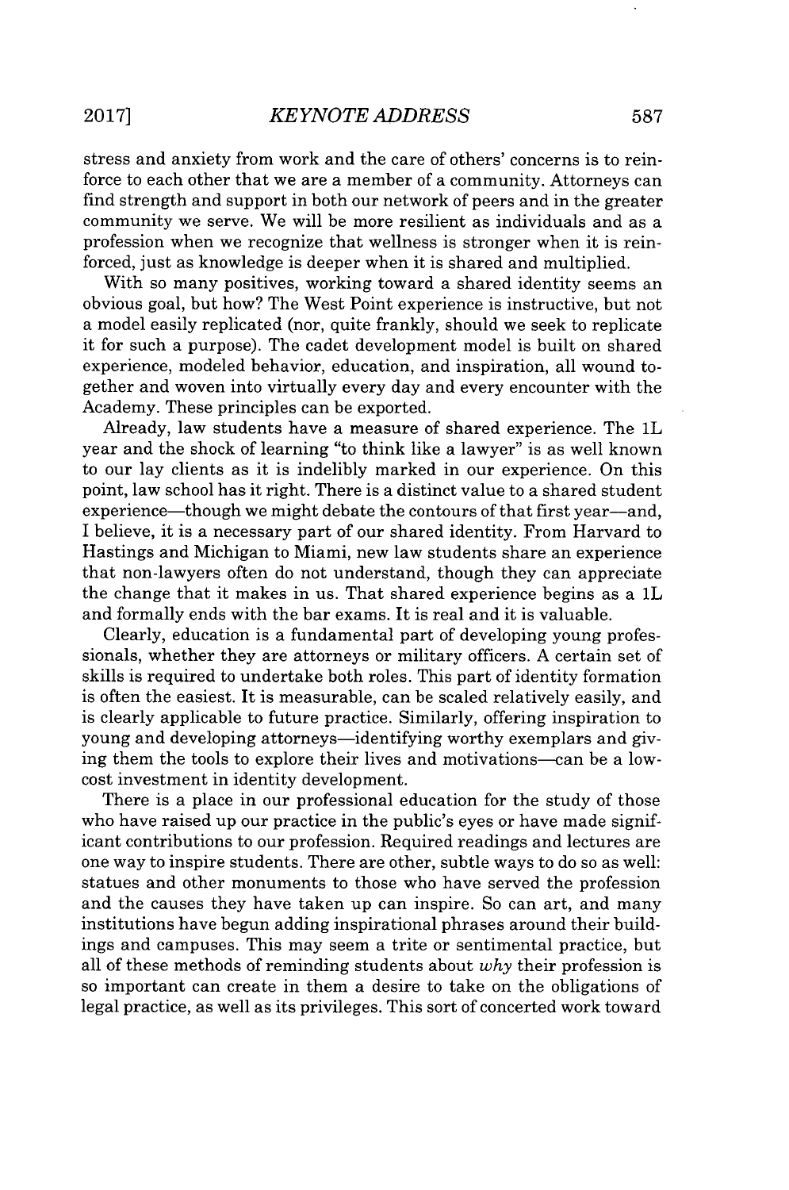stress and anxiety from work and the care of others' concerns is to reinforce to each other that we are a member of a community. Attorneys can find strength and support in both our network of peers and in the greater community we serve. We will be more resilient as individuals and as a profession when we recognize that wellness is stronger when it is reinforced, just as knowledge is deeper when it is shared and multiplied.

With so many positives, working toward a shared identity seems an obvious goal, but how? The West Point experience is instructive, but not a model easily replicated (nor, quite frankly, should we seek to replicate it for such a purpose). The cadet development model is built on shared experience, modeled behavior, education, and inspiration, all wound together and woven into virtually every day and every encounter with the Academy. These principles can be exported.

Already, law students have a measure of shared experience. The 1L year and the shock of learning "to think like a lawyer" is as well known to our lay clients as it is indelibly marked in our experience. On this point, law school has it right. There is a distinct value to a shared student experience—though we might debate the contours of that first year—and, I believe, it is a necessary part of our shared identity. From Harvard to Hastings and Michigan to Miami, new law students share an experience that non-lawyers often do not understand, though they can appreciate the change that it makes in us. That shared experience begins as a 1L and formally ends with the bar exams. It is real and it is valuable.

Clearly, education is a fundamental part of developing young professionals, whether they are attorneys or military officers. A certain set of skills is required to undertake both roles. This part of identity formation is often the easiest. It is measurable, can be scaled relatively easily, and is clearly applicable to future practice. Similarly, offering inspiration to young and developing attorneys—identifying worthy exemplars and giving them the tools to explore their lives and motivations—can be a low-cost investment in identity development.

There is a place in our professional education for the study of those who have raised up our practice in the public's eyes or have made significant contributions to our profession. Required readings and lectures are one way to inspire students. There are other, subtle ways to do so as well: statues and other monuments to those who have served the profession and the causes they have taken up can inspire. So can art, and many institutions have begun adding inspirational phrases around their buildings and campuses. This may seem a trite or sentimental practice, but all of these methods of reminding students about *why* their profession is so important can create in them a desire to take on the obligations of legal practice, as well as its privileges. This sort of concerted work toward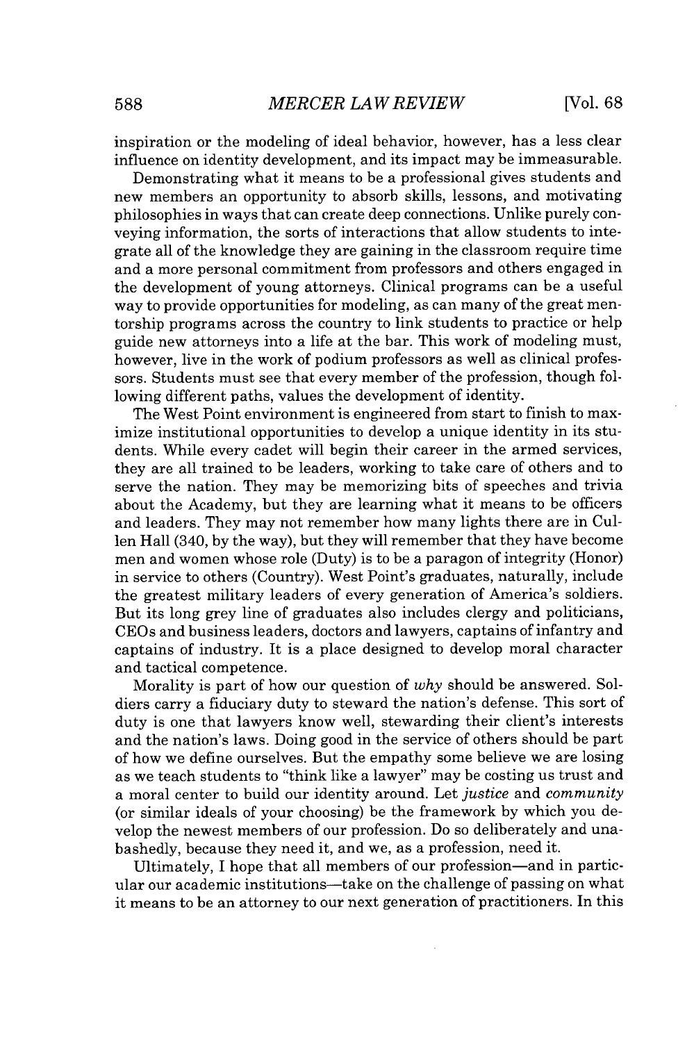inspiration or the modeling of ideal behavior, however, has a less clear influence on identity development, and its impact may be immeasurable.

Demonstrating what it means to be a professional gives students and new members an opportunity to absorb skills, lessons, and motivating philosophies in ways that can create deep connections. Unlike purely conveying information, the sorts of interactions that allow students to integrate all of the knowledge they are gaining in the classroom require time and a more personal commitment from professors and others engaged in the development of young attorneys. Clinical programs can be a useful way to provide opportunities for modeling, as can many of the great mentorship programs across the country to link students to practice or help guide new attorneys into a life at the bar. This work of modeling must, however, live in the work of podium professors as well as clinical professors. Students must see that every member of the profession, though following different paths, values the development of identity.

The West Point environment is engineered from start to finish to maximize institutional opportunities to develop a unique identity in its students. While every cadet will begin their career in the armed services, they are all trained to be leaders, working to take care of others and to serve the nation. They may be memorizing bits of speeches and trivia about the Academy, but they are learning what it means to be officers and leaders. They may not remember how many lights there are in Cullen Hall (340, by the way), but they will remember that they have become men and women whose role (Duty) is to be a paragon of integrity (Honor) in service to others (Country). West Point's graduates, naturally, include the greatest military leaders of every generation of America's soldiers. But its long grey line of graduates also includes clergy and politicians, CEOs and business leaders, doctors and lawyers, captains of infantry and captains of industry. It is a place designed to develop moral character and tactical competence.

Morality is part of how our question of *why* should be answered. Soldiers carry a fiduciary duty to steward the nation's defense. This sort of duty is one that lawyers know well, stewarding their client's interests and the nation's laws. Doing good in the service of others should be part of how we define ourselves. But the empathy some believe we are losing as we teach students to "think like a lawyer" may be costing us trust and a moral center to build our identity around. Let *justice* and *community* (or similar ideals of your choosing) be the framework by which you develop the newest members of our profession. Do so deliberately and unabashedly, because they need it, and we, as a profession, need it.

Ultimately, I hope that all members of our profession—and in particular our academic institutions—take on the challenge of passing on what it means to be an attorney to our next generation of practitioners. In this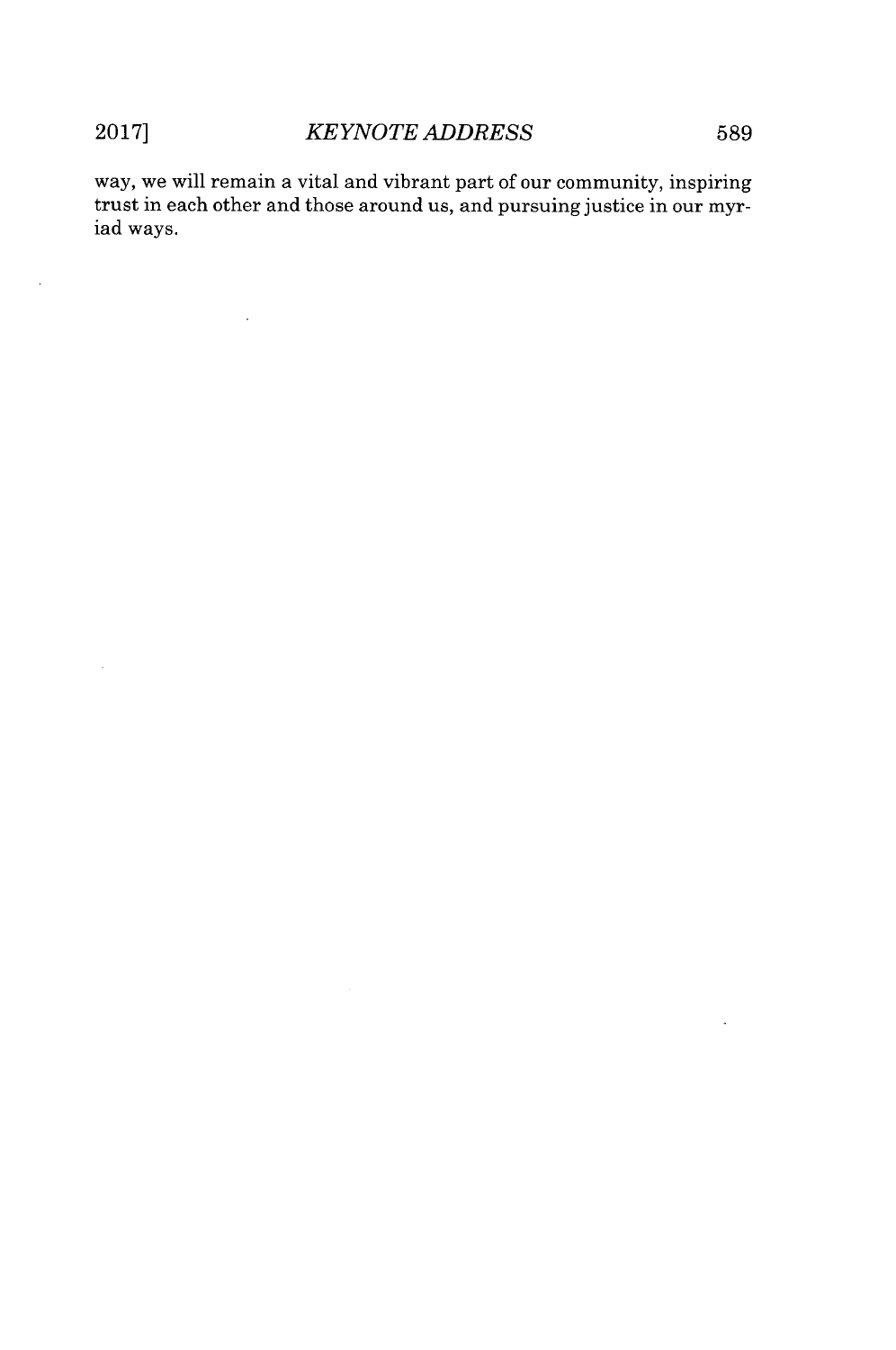way, we will remain a vital and vibrant part of our community, inspiring trust in each other and those around us, and pursuing justice in our myriad ways.